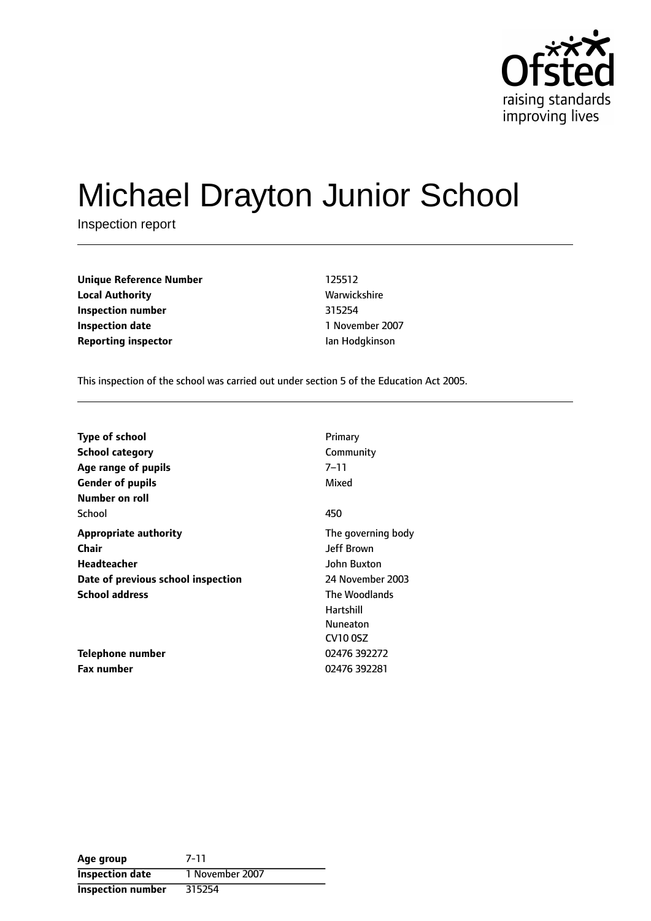# Michael Drayton Junior School

Inspection report

| | |
|---|---|
| **Unique Reference Number** | 125512 |
| **Local Authority** | Warwickshire |
| **Inspection number** | 315254 |
| **Inspection date** | 1 November 2007 |
| **Reporting inspector** | Ian Hodgkinson |

This inspection of the school was carried out under section 5 of the Education Act 2005.

| | |
|---|---|
| **Type of school** | Primary |
| **School category** | Community |
| **Age range of pupils** | 7–11 |
| **Gender of pupils** | Mixed |
| **Number on roll** | |
| School | 450 |
| **Appropriate authority** | The governing body |
| **Chair** | Jeff Brown |
| **Headteacher** | John Buxton |
| **Date of previous school inspection** | 24 November 2003 |
| **School address** | The Woodlands<br>Hartshill<br>Nuneaton<br>CV10 0SZ |
| **Telephone number** | 02476 392272 |
| **Fax number** | 02476 392281 |

| | |
|---|---|
| **Age group** | 7-11 |
| **Inspection date** | 1 November 2007 |
| **Inspection number** | 315254 |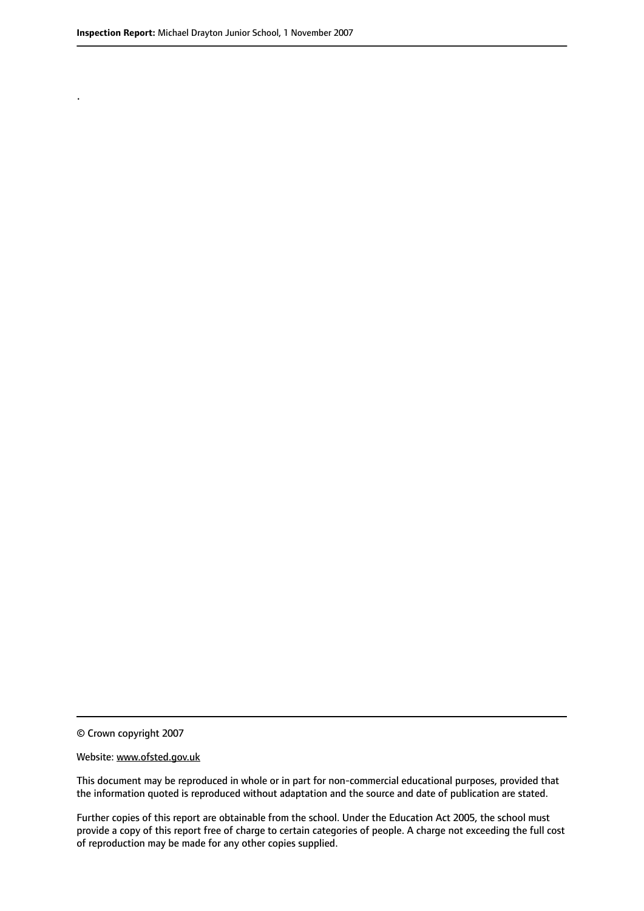.

© Crown copyright 2007

Website: www.ofsted.gov.uk

This document may be reproduced in whole or in part for non-commercial educational purposes, provided that the information quoted is reproduced without adaptation and the source and date of publication are stated.

Further copies of this report are obtainable from the school. Under the Education Act 2005, the school must provide a copy of this report free of charge to certain categories of people. A charge not exceeding the full cost of reproduction may be made for any other copies supplied.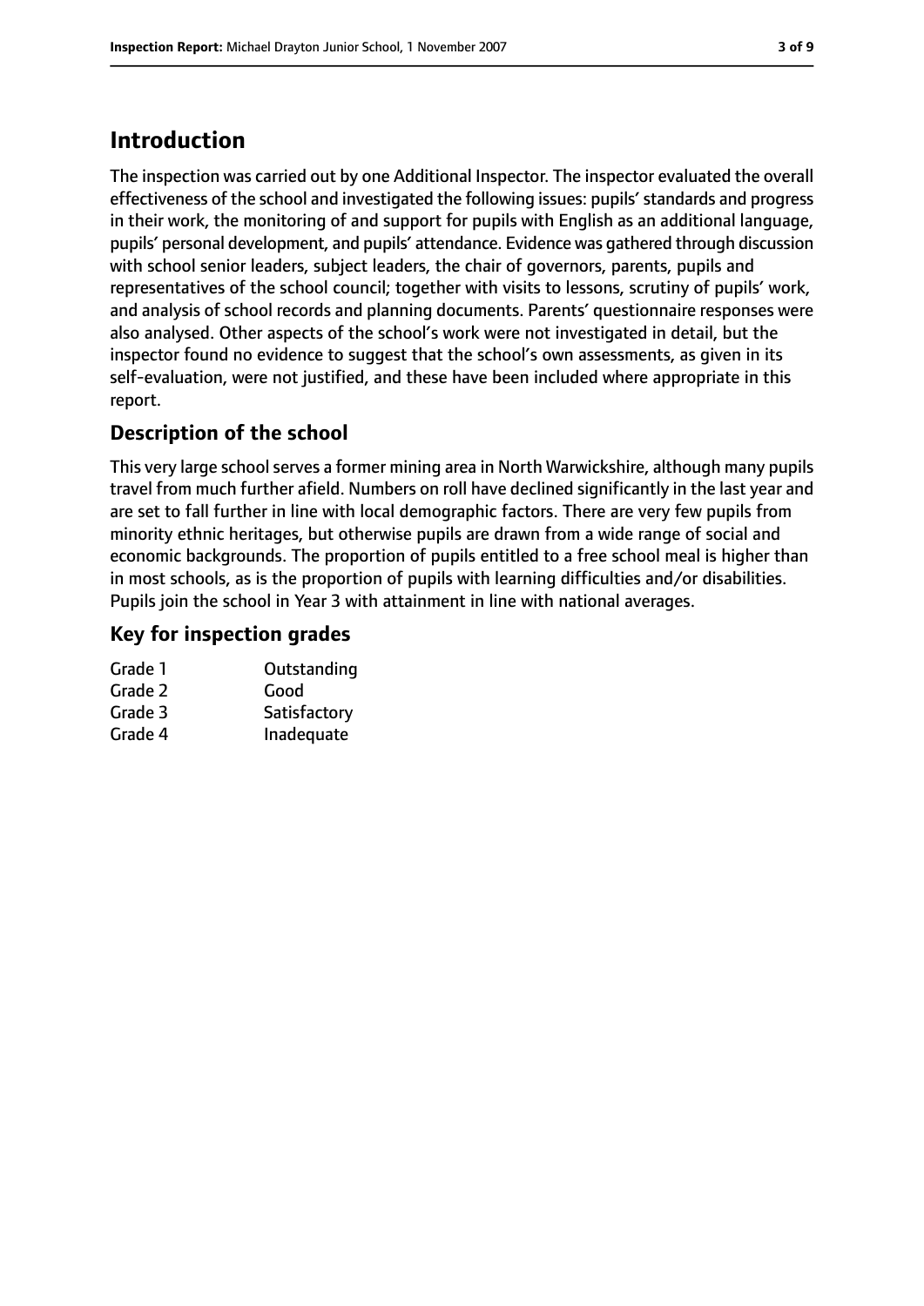# Introduction

The inspection was carried out by one Additional Inspector. The inspector evaluated the overall effectiveness of the school and investigated the following issues: pupils' standards and progress in their work, the monitoring of and support for pupils with English as an additional language, pupils' personal development, and pupils' attendance. Evidence was gathered through discussion with school senior leaders, subject leaders, the chair of governors, parents, pupils and representatives of the school council; together with visits to lessons, scrutiny of pupils' work, and analysis of school records and planning documents. Parents' questionnaire responses were also analysed. Other aspects of the school's work were not investigated in detail, but the inspector found no evidence to suggest that the school's own assessments, as given in its self-evaluation, were not justified, and these have been included where appropriate in this report.

## Description of the school

This very large school serves a former mining area in North Warwickshire, although many pupils travel from much further afield. Numbers on roll have declined significantly in the last year and are set to fall further in line with local demographic factors. There are very few pupils from minority ethnic heritages, but otherwise pupils are drawn from a wide range of social and economic backgrounds. The proportion of pupils entitled to a free school meal is higher than in most schools, as is the proportion of pupils with learning difficulties and/or disabilities. Pupils join the school in Year 3 with attainment in line with national averages.

## Key for inspection grades

| | |
|---|---|
| Grade 1 | Outstanding |
| Grade 2 | Good |
| Grade 3 | Satisfactory |
| Grade 4 | Inadequate |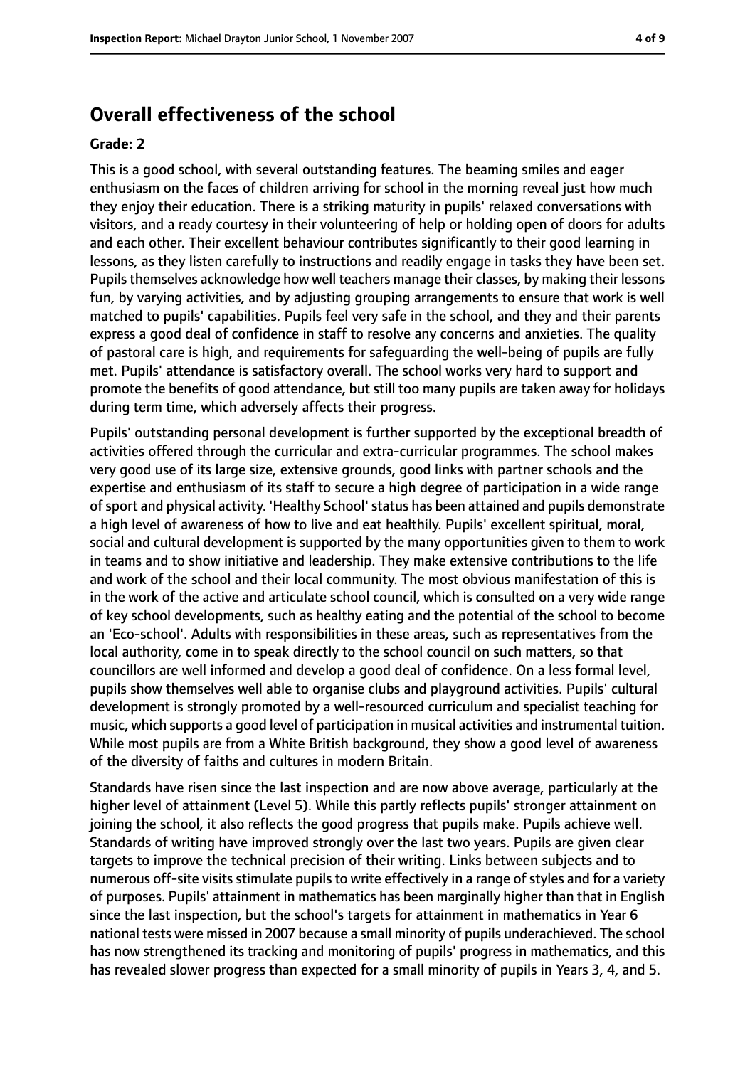## Overall effectiveness of the school

### Grade: 2

This is a good school, with several outstanding features. The beaming smiles and eager enthusiasm on the faces of children arriving for school in the morning reveal just how much they enjoy their education. There is a striking maturity in pupils' relaxed conversations with visitors, and a ready courtesy in their volunteering of help or holding open of doors for adults and each other. Their excellent behaviour contributes significantly to their good learning in lessons, as they listen carefully to instructions and readily engage in tasks they have been set. Pupils themselves acknowledge how well teachers manage their classes, by making their lessons fun, by varying activities, and by adjusting grouping arrangements to ensure that work is well matched to pupils' capabilities. Pupils feel very safe in the school, and they and their parents express a good deal of confidence in staff to resolve any concerns and anxieties. The quality of pastoral care is high, and requirements for safeguarding the well-being of pupils are fully met. Pupils' attendance is satisfactory overall. The school works very hard to support and promote the benefits of good attendance, but still too many pupils are taken away for holidays during term time, which adversely affects their progress.

Pupils' outstanding personal development is further supported by the exceptional breadth of activities offered through the curricular and extra-curricular programmes. The school makes very good use of its large size, extensive grounds, good links with partner schools and the expertise and enthusiasm of its staff to secure a high degree of participation in a wide range of sport and physical activity. 'Healthy School' status has been attained and pupils demonstrate a high level of awareness of how to live and eat healthily. Pupils' excellent spiritual, moral, social and cultural development is supported by the many opportunities given to them to work in teams and to show initiative and leadership. They make extensive contributions to the life and work of the school and their local community. The most obvious manifestation of this is in the work of the active and articulate school council, which is consulted on a very wide range of key school developments, such as healthy eating and the potential of the school to become an 'Eco-school'. Adults with responsibilities in these areas, such as representatives from the local authority, come in to speak directly to the school council on such matters, so that councillors are well informed and develop a good deal of confidence. On a less formal level, pupils show themselves well able to organise clubs and playground activities. Pupils' cultural development is strongly promoted by a well-resourced curriculum and specialist teaching for music, which supports a good level of participation in musical activities and instrumental tuition. While most pupils are from a White British background, they show a good level of awareness of the diversity of faiths and cultures in modern Britain.

Standards have risen since the last inspection and are now above average, particularly at the higher level of attainment (Level 5). While this partly reflects pupils' stronger attainment on joining the school, it also reflects the good progress that pupils make. Pupils achieve well. Standards of writing have improved strongly over the last two years. Pupils are given clear targets to improve the technical precision of their writing. Links between subjects and to numerous off-site visits stimulate pupils to write effectively in a range of styles and for a variety of purposes. Pupils' attainment in mathematics has been marginally higher than that in English since the last inspection, but the school's targets for attainment in mathematics in Year 6 national tests were missed in 2007 because a small minority of pupils underachieved. The school has now strengthened its tracking and monitoring of pupils' progress in mathematics, and this has revealed slower progress than expected for a small minority of pupils in Years 3, 4, and 5.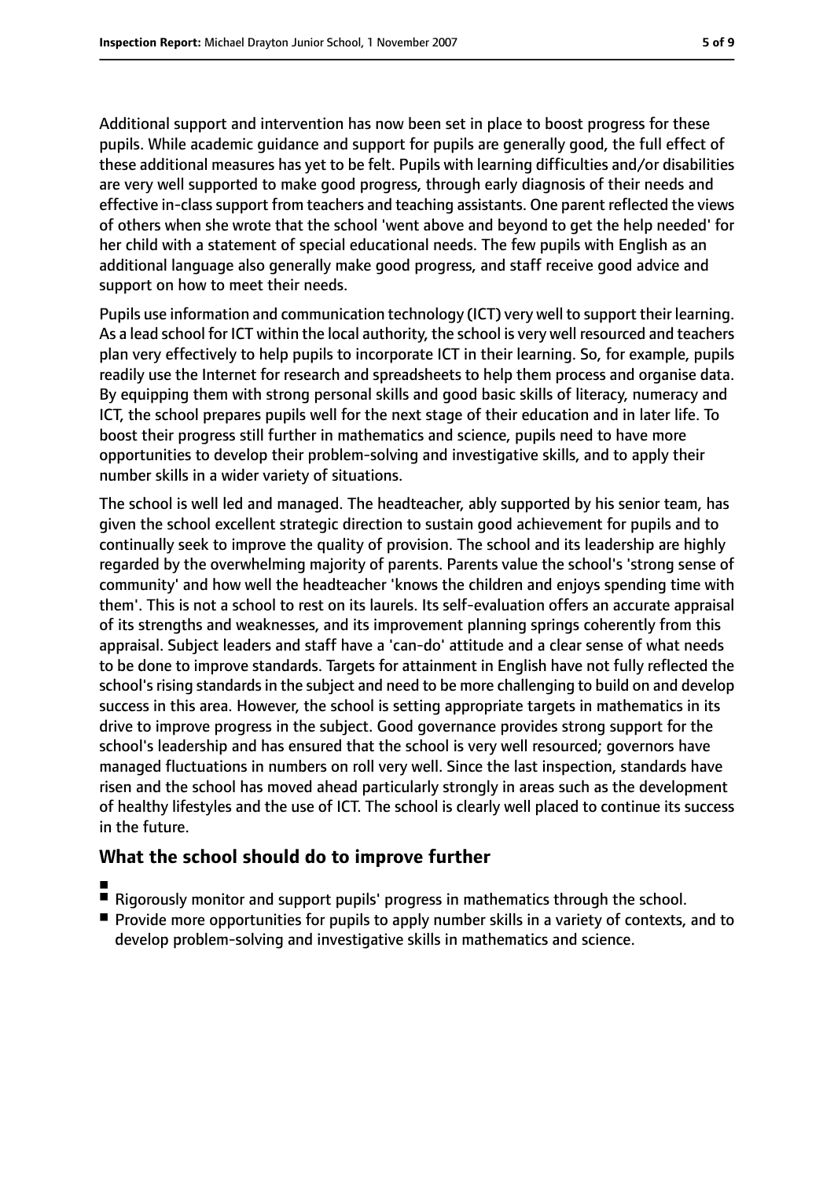Additional support and intervention has now been set in place to boost progress for these pupils. While academic guidance and support for pupils are generally good, the full effect of these additional measures has yet to be felt. Pupils with learning difficulties and/or disabilities are very well supported to make good progress, through early diagnosis of their needs and effective in-class support from teachers and teaching assistants. One parent reflected the views of others when she wrote that the school 'went above and beyond to get the help needed' for her child with a statement of special educational needs. The few pupils with English as an additional language also generally make good progress, and staff receive good advice and support on how to meet their needs.

Pupils use information and communication technology (ICT) very well to support their learning. As a lead school for ICT within the local authority, the school is very well resourced and teachers plan very effectively to help pupils to incorporate ICT in their learning. So, for example, pupils readily use the Internet for research and spreadsheets to help them process and organise data. By equipping them with strong personal skills and good basic skills of literacy, numeracy and ICT, the school prepares pupils well for the next stage of their education and in later life. To boost their progress still further in mathematics and science, pupils need to have more opportunities to develop their problem-solving and investigative skills, and to apply their number skills in a wider variety of situations.

The school is well led and managed. The headteacher, ably supported by his senior team, has given the school excellent strategic direction to sustain good achievement for pupils and to continually seek to improve the quality of provision. The school and its leadership are highly regarded by the overwhelming majority of parents. Parents value the school's 'strong sense of community' and how well the headteacher 'knows the children and enjoys spending time with them'. This is not a school to rest on its laurels. Its self-evaluation offers an accurate appraisal of its strengths and weaknesses, and its improvement planning springs coherently from this appraisal. Subject leaders and staff have a 'can-do' attitude and a clear sense of what needs to be done to improve standards. Targets for attainment in English have not fully reflected the school's rising standards in the subject and need to be more challenging to build on and develop success in this area. However, the school is setting appropriate targets in mathematics in its drive to improve progress in the subject. Good governance provides strong support for the school's leadership and has ensured that the school is very well resourced; governors have managed fluctuations in numbers on roll very well. Since the last inspection, standards have risen and the school has moved ahead particularly strongly in areas such as the development of healthy lifestyles and the use of ICT. The school is clearly well placed to continue its success in the future.

## What the school should do to improve further

- Rigorously monitor and support pupils' progress in mathematics through the school.
- Provide more opportunities for pupils to apply number skills in a variety of contexts, and to develop problem-solving and investigative skills in mathematics and science.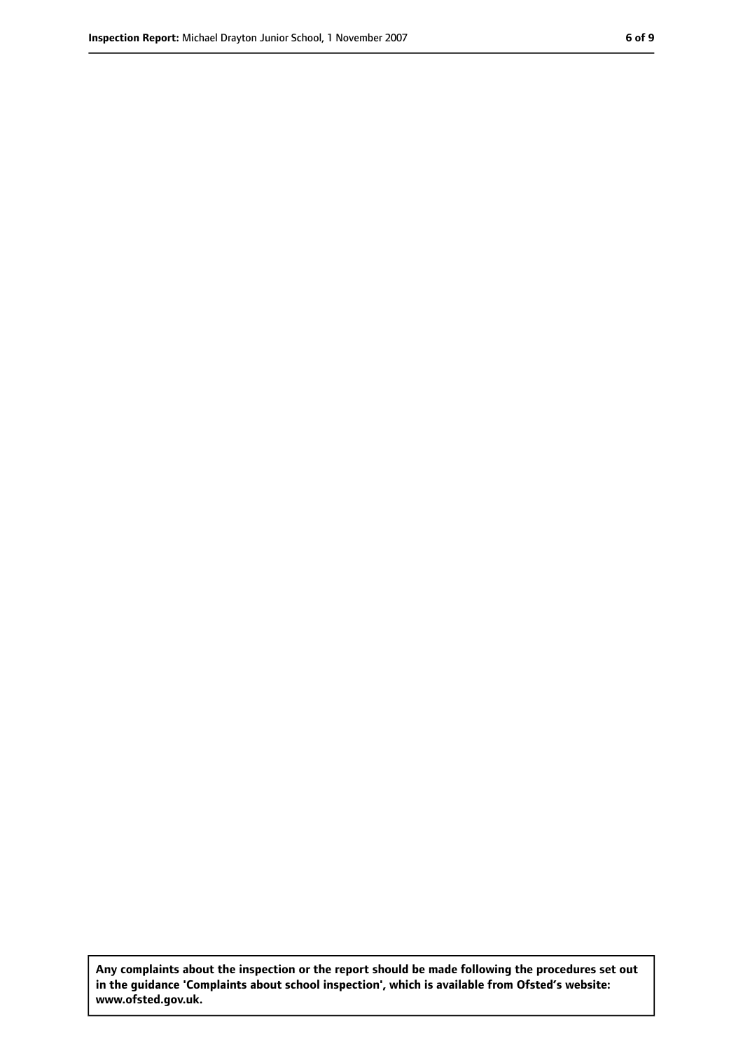**Any complaints about the inspection or the report should be made following the procedures set out in the guidance 'Complaints about school inspection', which is available from Ofsted's website: www.ofsted.gov.uk.**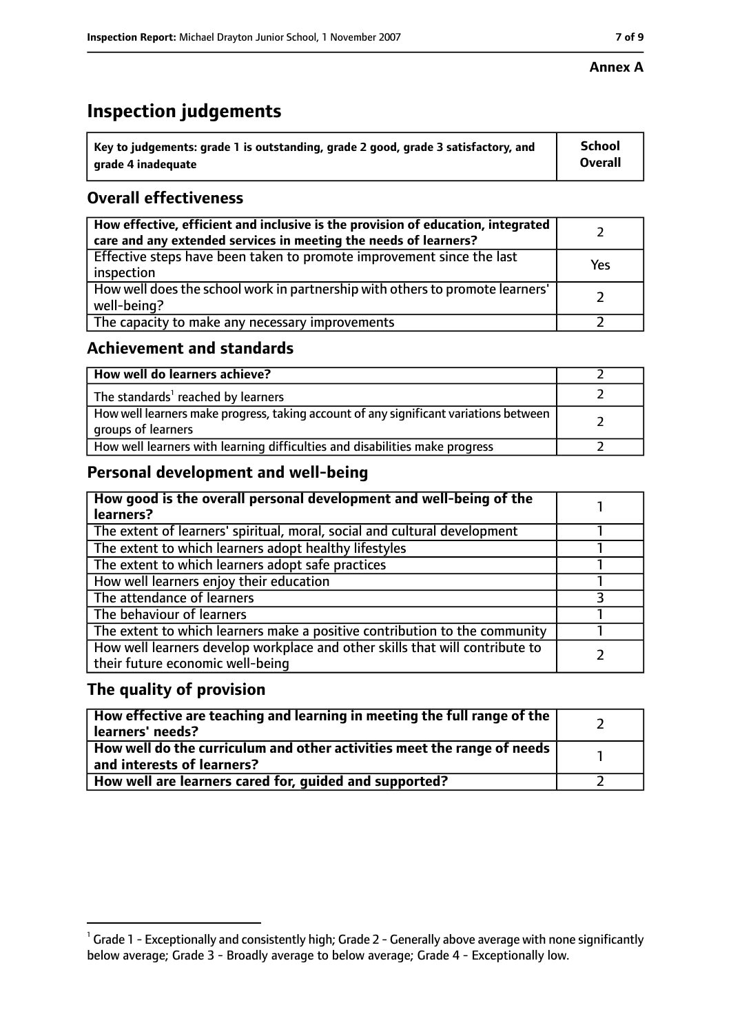**Annex A**

# Inspection judgements

| Key to judgements: grade 1 is outstanding, grade 2 good, grade 3 satisfactory, and grade 4 inadequate | School Overall |
|---|---|

## Overall effectiveness

| | |
|---|---|
| **How effective, efficient and inclusive is the provision of education, integrated care and any extended services in meeting the needs of learners?** | 2 |
| Effective steps have been taken to promote improvement since the last inspection | Yes |
| How well does the school work in partnership with others to promote learners' well-being? | 2 |
| The capacity to make any necessary improvements | 2 |

## Achievement and standards

| | |
|---|---|
| **How well do learners achieve?** | 2 |
| The standards[1] reached by learners | 2 |
| How well learners make progress, taking account of any significant variations between groups of learners | 2 |
| How well learners with learning difficulties and disabilities make progress | 2 |

## Personal development and well-being

| | |
|---|---|
| **How good is the overall personal development and well-being of the learners?** | 1 |
| The extent of learners' spiritual, moral, social and cultural development | 1 |
| The extent to which learners adopt healthy lifestyles | 1 |
| The extent to which learners adopt safe practices | 1 |
| How well learners enjoy their education | 1 |
| The attendance of learners | 3 |
| The behaviour of learners | 1 |
| The extent to which learners make a positive contribution to the community | 1 |
| How well learners develop workplace and other skills that will contribute to their future economic well-being | 2 |

## The quality of provision

| | |
|---|---|
| **How effective are teaching and learning in meeting the full range of the learners' needs?** | 2 |
| **How well do the curriculum and other activities meet the range of needs and interests of learners?** | 1 |
| **How well are learners cared for, guided and supported?** | 2 |

[1] Grade 1 - Exceptionally and consistently high; Grade 2 - Generally above average with none significantly below average; Grade 3 - Broadly average to below average; Grade 4 - Exceptionally low.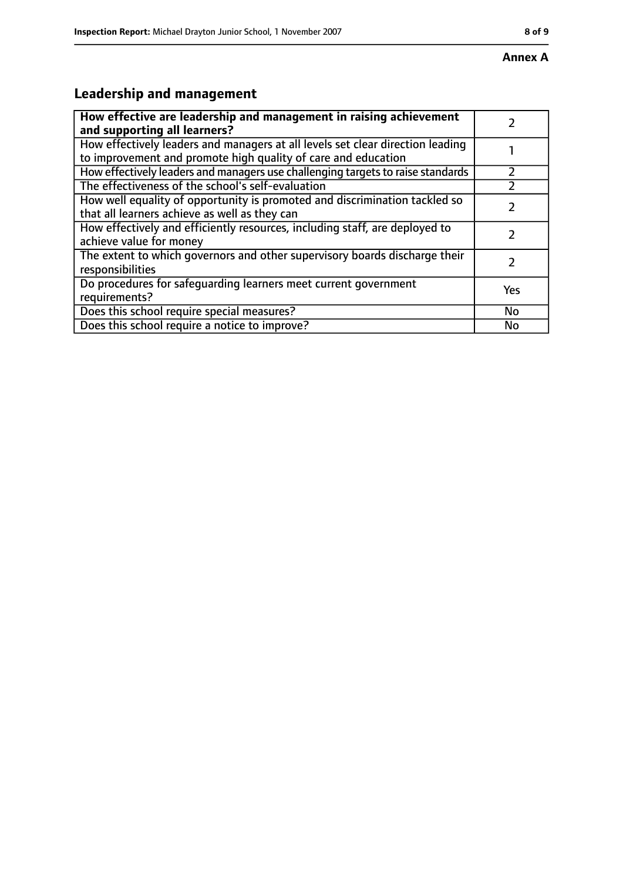**Annex A**

## Leadership and management

| **How effective are leadership and management in raising achievement and supporting all learners?** | 2 |
|---|---|
| How effectively leaders and managers at all levels set clear direction leading to improvement and promote high quality of care and education | 1 |
| How effectively leaders and managers use challenging targets to raise standards | 2 |
| The effectiveness of the school's self-evaluation | 2 |
| How well equality of opportunity is promoted and discrimination tackled so that all learners achieve as well as they can | 2 |
| How effectively and efficiently resources, including staff, are deployed to achieve value for money | 2 |
| The extent to which governors and other supervisory boards discharge their responsibilities | 2 |
| Do procedures for safeguarding learners meet current government requirements? | Yes |
| Does this school require special measures? | No |
| Does this school require a notice to improve? | No |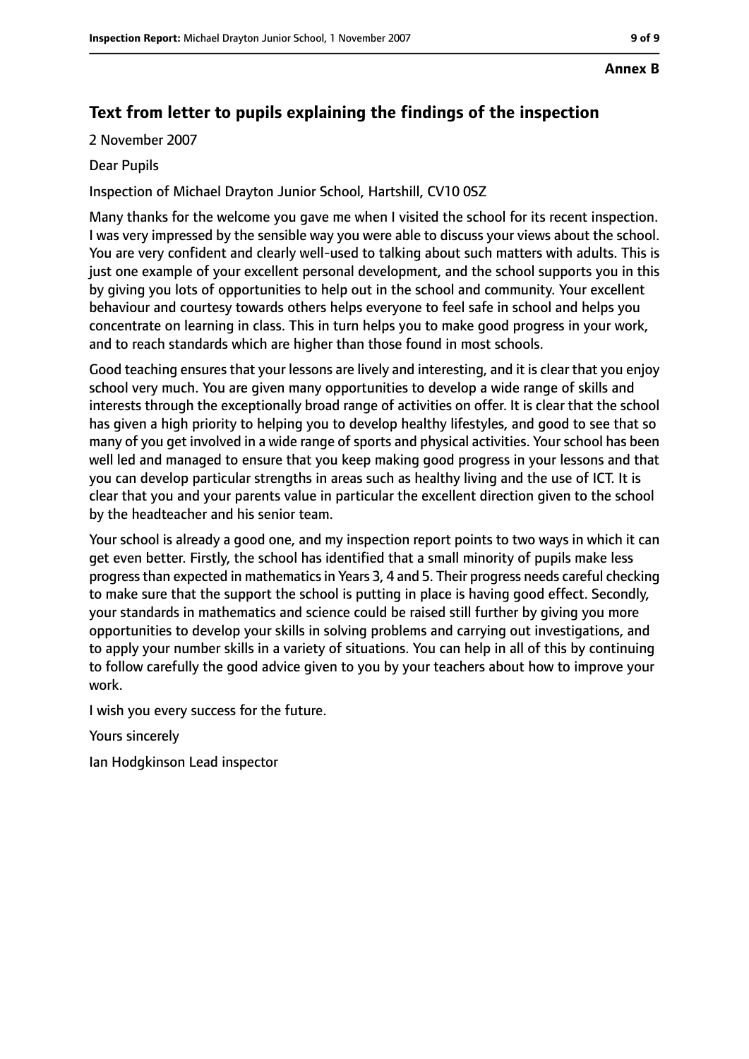**Annex B**

## Text from letter to pupils explaining the findings of the inspection

2 November 2007

Dear Pupils

Inspection of Michael Drayton Junior School, Hartshill, CV10 0SZ

Many thanks for the welcome you gave me when I visited the school for its recent inspection. I was very impressed by the sensible way you were able to discuss your views about the school. You are very confident and clearly well-used to talking about such matters with adults. This is just one example of your excellent personal development, and the school supports you in this by giving you lots of opportunities to help out in the school and community. Your excellent behaviour and courtesy towards others helps everyone to feel safe in school and helps you concentrate on learning in class. This in turn helps you to make good progress in your work, and to reach standards which are higher than those found in most schools.

Good teaching ensures that your lessons are lively and interesting, and it is clear that you enjoy school very much. You are given many opportunities to develop a wide range of skills and interests through the exceptionally broad range of activities on offer. It is clear that the school has given a high priority to helping you to develop healthy lifestyles, and good to see that so many of you get involved in a wide range of sports and physical activities. Your school has been well led and managed to ensure that you keep making good progress in your lessons and that you can develop particular strengths in areas such as healthy living and the use of ICT. It is clear that you and your parents value in particular the excellent direction given to the school by the headteacher and his senior team.

Your school is already a good one, and my inspection report points to two ways in which it can get even better. Firstly, the school has identified that a small minority of pupils make less progress than expected in mathematics in Years 3, 4 and 5. Their progress needs careful checking to make sure that the support the school is putting in place is having good effect. Secondly, your standards in mathematics and science could be raised still further by giving you more opportunities to develop your skills in solving problems and carrying out investigations, and to apply your number skills in a variety of situations. You can help in all of this by continuing to follow carefully the good advice given to you by your teachers about how to improve your work.

I wish you every success for the future.

Yours sincerely

Ian Hodgkinson Lead inspector